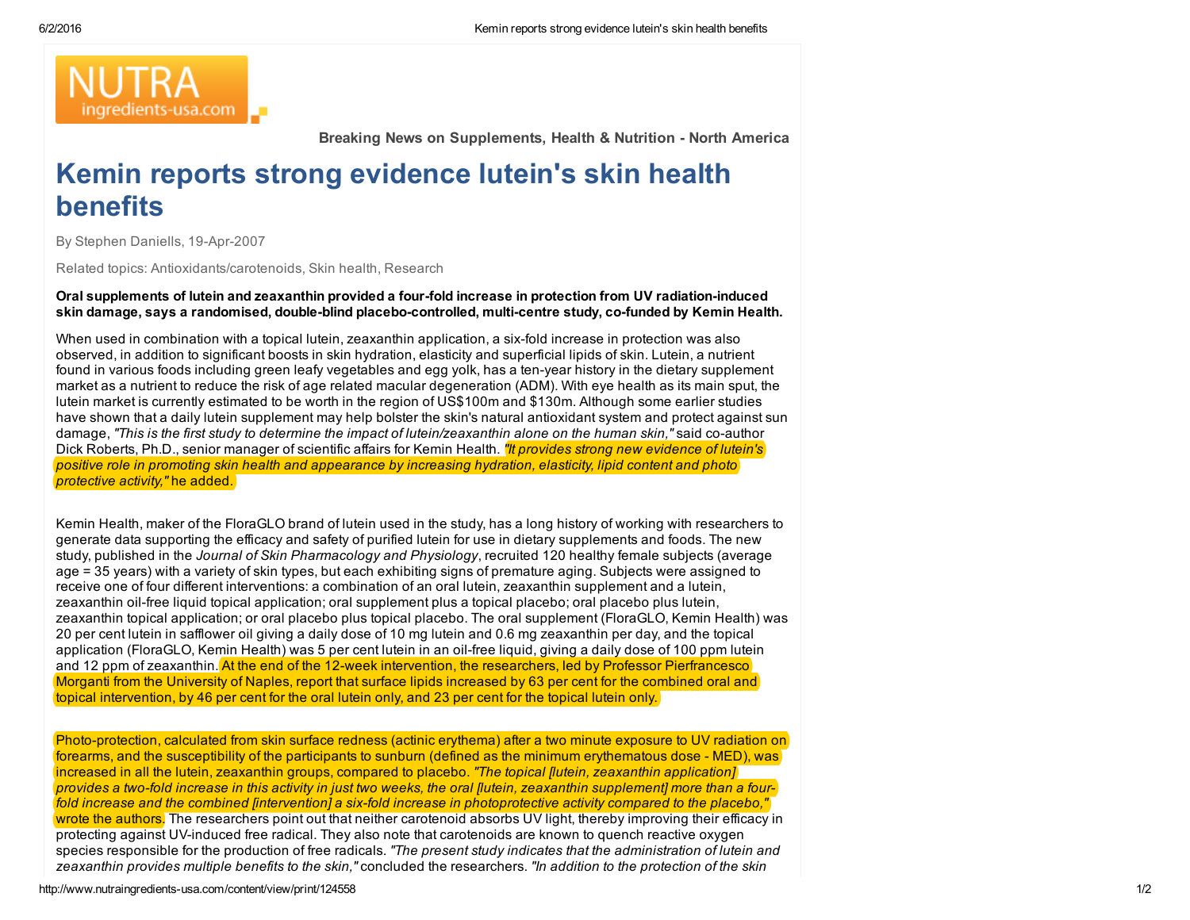NUTRA ingredients-usa.com

**Breaking News on Supplements, Health & Nutrition - North America**

# Kemin reports strong evidence lutein's skin health benefits

By Stephen Daniells, 19-Apr-2007

Related topics: Antioxidants/carotenoids, Skin health, Research

**Oral supplements of lutein and zeaxanthin provided a four-fold increase in protection from UV radiation-induced skin damage, says a randomised, double-blind placebo-controlled, multi-centre study, co-funded by Kemin Health.**

When used in combination with a topical lutein, zeaxanthin application, a six-fold increase in protection was also observed, in addition to significant boosts in skin hydration, elasticity and superficial lipids of skin. Lutein, a nutrient found in various foods including green leafy vegetables and egg yolk, has a ten-year history in the dietary supplement market as a nutrient to reduce the risk of age related macular degeneration (ADM). With eye health as its main sput, the lutein market is currently estimated to be worth in the region of US$100m and $130m. Although some earlier studies have shown that a daily lutein supplement may help bolster the skin's natural antioxidant system and protect against sun damage, *"This is the first study to determine the impact of lutein/zeaxanthin alone on the human skin,"* said co-author Dick Roberts, Ph.D., senior manager of scientific affairs for Kemin Health. *"It provides strong new evidence of lutein's positive role in promoting skin health and appearance by increasing hydration, elasticity, lipid content and photo protective activity,"* he added.

Kemin Health, maker of the FloraGLO brand of lutein used in the study, has a long history of working with researchers to generate data supporting the efficacy and safety of purified lutein for use in dietary supplements and foods. The new study, published in the *Journal of Skin Pharmacology and Physiology*, recruited 120 healthy female subjects (average age = 35 years) with a variety of skin types, but each exhibiting signs of premature aging. Subjects were assigned to receive one of four different interventions: a combination of an oral lutein, zeaxanthin supplement and a lutein, zeaxanthin oil-free liquid topical application; oral supplement plus a topical placebo; oral placebo plus lutein, zeaxanthin topical application; or oral placebo plus topical placebo. The oral supplement (FloraGLO, Kemin Health) was 20 per cent lutein in safflower oil giving a daily dose of 10 mg lutein and 0.6 mg zeaxanthin per day, and the topical application (FloraGLO, Kemin Health) was 5 per cent lutein in an oil-free liquid, giving a daily dose of 100 ppm lutein and 12 ppm of zeaxanthin. At the end of the 12-week intervention, the researchers, led by Professor Pierfrancesco Morganti from the University of Naples, report that surface lipids increased by 63 per cent for the combined oral and topical intervention, by 46 per cent for the oral lutein only, and 23 per cent for the topical lutein only.

Photo-protection, calculated from skin surface redness (actinic erythema) after a two minute exposure to UV radiation on forearms, and the susceptibility of the participants to sunburn (defined as the minimum erythematous dose - MED), was increased in all the lutein, zeaxanthin groups, compared to placebo. *"The topical [lutein, zeaxanthin application] provides a two-fold increase in this activity in just two weeks, the oral [lutein, zeaxanthin supplement] more than a four-fold increase and the combined [intervention] a six-fold increase in photoprotective activity compared to the placebo,"* wrote the authors. The researchers point out that neither carotenoid absorbs UV light, thereby improving their efficacy in protecting against UV-induced free radical. They also note that carotenoids are known to quench reactive oxygen species responsible for the production of free radicals. *"The present study indicates that the administration of lutein and zeaxanthin provides multiple benefits to the skin,"* concluded the researchers. *"In addition to the protection of the skin*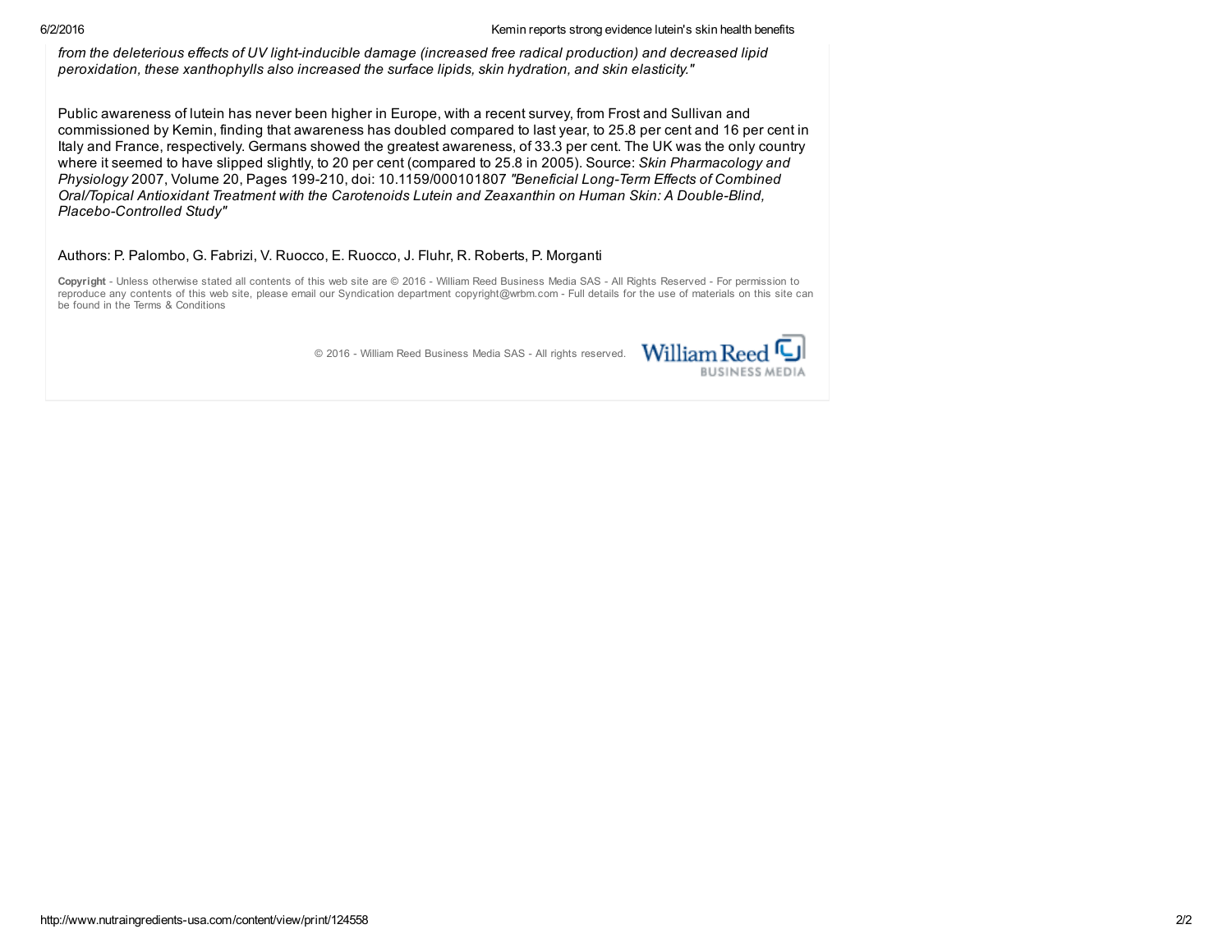*from the deleterious effects of UV light-inducible damage (increased free radical production) and decreased lipid peroxidation, these xanthophylls also increased the surface lipids, skin hydration, and skin elasticity."*

Public awareness of lutein has never been higher in Europe, with a recent survey, from Frost and Sullivan and commissioned by Kemin, finding that awareness has doubled compared to last year, to 25.8 per cent and 16 per cent in Italy and France, respectively. Germans showed the greatest awareness, of 33.3 per cent. The UK was the only country where it seemed to have slipped slightly, to 20 per cent (compared to 25.8 in 2005). Source: *Skin Pharmacology and Physiology* 2007, Volume 20, Pages 199-210, doi: 10.1159/000101807 *"Beneficial Long-Term Effects of Combined Oral/Topical Antioxidant Treatment with the Carotenoids Lutein and Zeaxanthin on Human Skin: A Double-Blind, Placebo-Controlled Study"*

Authors: P. Palombo, G. Fabrizi, V. Ruocco, E. Ruocco, J. Fluhr, R. Roberts, P. Morganti

**Copyright** - Unless otherwise stated all contents of this web site are © 2016 - William Reed Business Media SAS - All Rights Reserved - For permission to reproduce any contents of this web site, please email our Syndication department copyright@wrbm.com - Full details for the use of materials on this site can be found in the Terms & Conditions

© 2016 - William Reed Business Media SAS - All rights reserved.

William Reed BUSINESS MEDIA